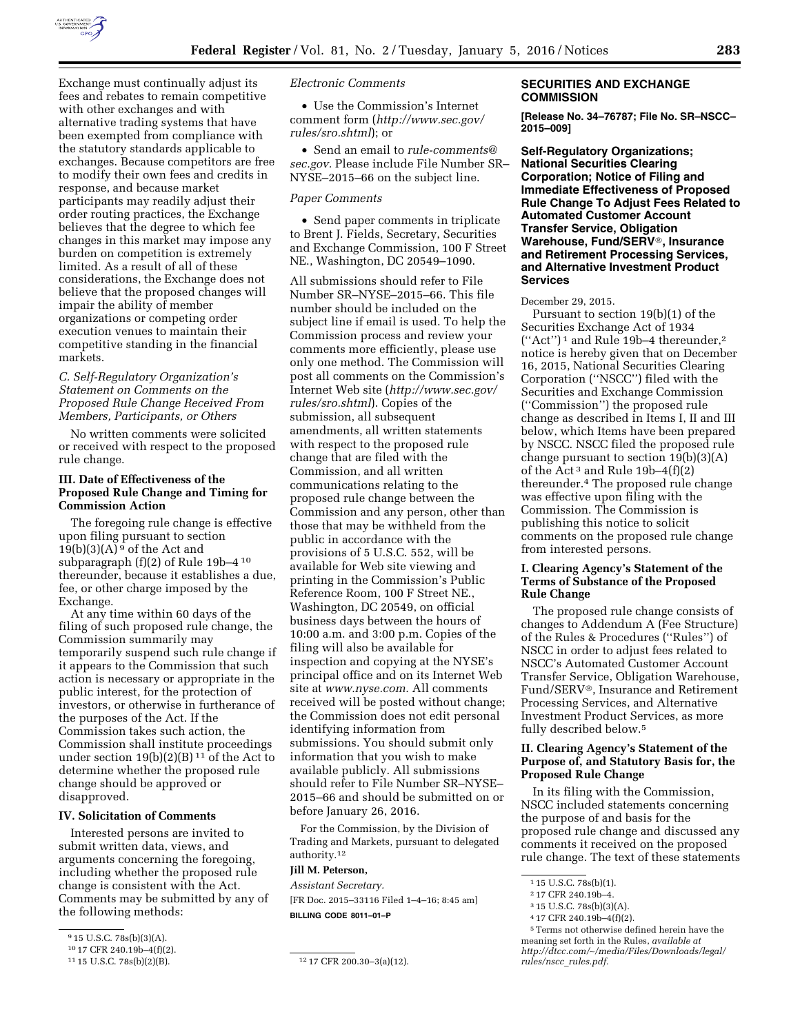Exchange must continually adjust its fees and rebates to remain competitive with other exchanges and with alternative trading systems that have been exempted from compliance with the statutory standards applicable to exchanges. Because competitors are free to modify their own fees and credits in response, and because market participants may readily adjust their order routing practices, the Exchange believes that the degree to which fee changes in this market may impose any burden on competition is extremely limited. As a result of all of these considerations, the Exchange does not believe that the proposed changes will impair the ability of member organizations or competing order execution venues to maintain their competitive standing in the financial markets.

### *C. Self-Regulatory Organization's Statement on Comments on the Proposed Rule Change Received From Members, Participants, or Others*

No written comments were solicited or received with respect to the proposed rule change.

### III. Date of Effectiveness of the Proposed Rule Change and Timing for Commission Action

The foregoing rule change is effective upon filing pursuant to section 19(b)(3)(A) [9] of the Act and subparagraph (f)(2) of Rule 19b–4 [10] thereunder, because it establishes a due, fee, or other charge imposed by the Exchange.

At any time within 60 days of the filing of such proposed rule change, the Commission summarily may temporarily suspend such rule change if it appears to the Commission that such action is necessary or appropriate in the public interest, for the protection of investors, or otherwise in furtherance of the purposes of the Act. If the Commission takes such action, the Commission shall institute proceedings under section 19(b)(2)(B) [11] of the Act to determine whether the proposed rule change should be approved or disapproved.

### IV. Solicitation of Comments

Interested persons are invited to submit written data, views, and arguments concerning the foregoing, including whether the proposed rule change is consistent with the Act. Comments may be submitted by any of the following methods:

*Electronic Comments*

- Use the Commission's Internet comment form (*http://www.sec.gov/rules/sro.shtml*); or
- Send an email to *rule-comments@sec.gov.* Please include File Number SR–NYSE–2015–66 on the subject line.

*Paper Comments*

- Send paper comments in triplicate to Brent J. Fields, Secretary, Securities and Exchange Commission, 100 F Street NE., Washington, DC 20549–1090.

All submissions should refer to File Number SR–NYSE–2015–66. This file number should be included on the subject line if email is used. To help the Commission process and review your comments more efficiently, please use only one method. The Commission will post all comments on the Commission's Internet Web site (*http://www.sec.gov/rules/sro.shtml*). Copies of the submission, all subsequent amendments, all written statements with respect to the proposed rule change that are filed with the Commission, and all written communications relating to the proposed rule change between the Commission and any person, other than those that may be withheld from the public in accordance with the provisions of 5 U.S.C. 552, will be available for Web site viewing and printing in the Commission's Public Reference Room, 100 F Street NE., Washington, DC 20549, on official business days between the hours of 10:00 a.m. and 3:00 p.m. Copies of the filing will also be available for inspection and copying at the NYSE's principal office and on its Internet Web site at *www.nyse.com.* All comments received will be posted without change; the Commission does not edit personal identifying information from submissions. You should submit only information that you wish to make available publicly. All submissions should refer to File Number SR–NYSE–2015–66 and should be submitted on or before January 26, 2016.

For the Commission, by the Division of Trading and Markets, pursuant to delegated authority.[12]

**Jill M. Peterson,**

*Assistant Secretary.*

[FR Doc. 2015–33116 Filed 1–4–16; 8:45 am]

**BILLING CODE 8011–01–P**

[9] 15 U.S.C. 78s(b)(3)(A).

[10] 17 CFR 240.19b–4(f)(2).

[11] 15 U.S.C. 78s(b)(2)(B).

[12] 17 CFR 200.30–3(a)(12).

## SECURITIES AND EXCHANGE COMMISSION

**[Release No. 34–76787; File No. SR–NSCC–2015–009]**

## Self-Regulatory Organizations; National Securities Clearing Corporation; Notice of Filing and Immediate Effectiveness of Proposed Rule Change To Adjust Fees Related to Automated Customer Account Transfer Service, Obligation Warehouse, Fund/SERV®, Insurance and Retirement Processing Services, and Alternative Investment Product Services

December 29, 2015.

Pursuant to section 19(b)(1) of the Securities Exchange Act of 1934 (''Act'') [1] and Rule 19b–4 thereunder,[2] notice is hereby given that on December 16, 2015, National Securities Clearing Corporation (''NSCC'') filed with the Securities and Exchange Commission (''Commission'') the proposed rule change as described in Items I, II and III below, which Items have been prepared by NSCC. NSCC filed the proposed rule change pursuant to section 19(b)(3)(A) of the Act [3] and Rule 19b–4(f)(2) thereunder.[4] The proposed rule change was effective upon filing with the Commission. The Commission is publishing this notice to solicit comments on the proposed rule change from interested persons.

### I. Clearing Agency's Statement of the Terms of Substance of the Proposed Rule Change

The proposed rule change consists of changes to Addendum A (Fee Structure) of the Rules & Procedures (''Rules'') of NSCC in order to adjust fees related to NSCC's Automated Customer Account Transfer Service, Obligation Warehouse, Fund/SERV®, Insurance and Retirement Processing Services, and Alternative Investment Product Services, as more fully described below.[5]

### II. Clearing Agency's Statement of the Purpose of, and Statutory Basis for, the Proposed Rule Change

In its filing with the Commission, NSCC included statements concerning the purpose of and basis for the proposed rule change and discussed any comments it received on the proposed rule change. The text of these statements

[1] 15 U.S.C. 78s(b)(1).

[2] 17 CFR 240.19b–4.

[3] 15 U.S.C. 78s(b)(3)(A).

[4] 17 CFR 240.19b–4(f)(2).

[5] Terms not otherwise defined herein have the meaning set forth in the Rules, *available at http://dtcc.com/~/media/Files/Downloads/legal/rules/nscc_rules.pdf.*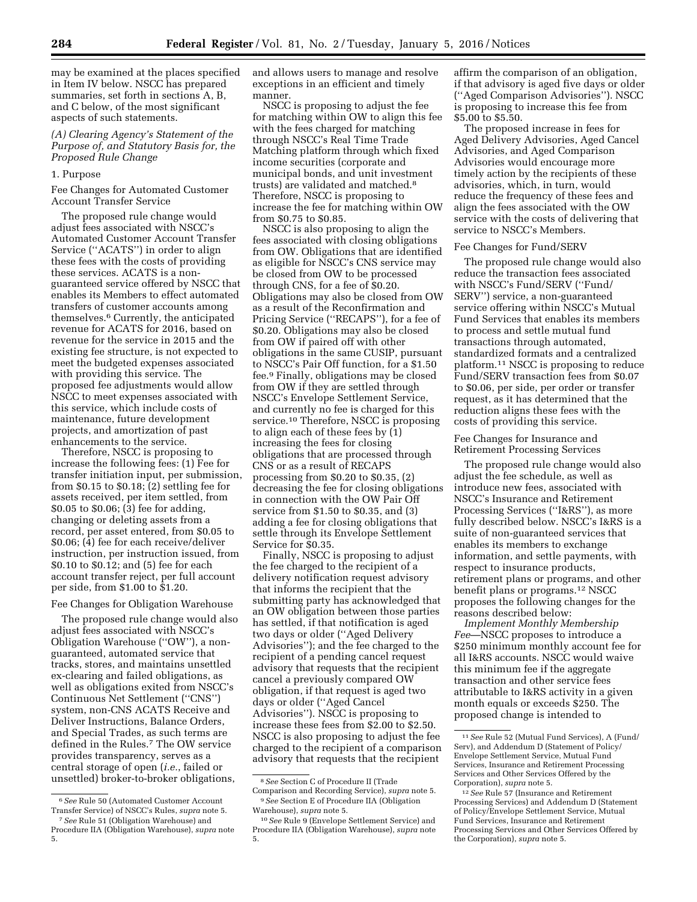may be examined at the places specified in Item IV below. NSCC has prepared summaries, set forth in sections A, B, and C below, of the most significant aspects of such statements.

*(A) Clearing Agency's Statement of the Purpose of, and Statutory Basis for, the Proposed Rule Change*

1. Purpose

Fee Changes for Automated Customer Account Transfer Service

The proposed rule change would adjust fees associated with NSCC's Automated Customer Account Transfer Service (''ACATS'') in order to align these fees with the costs of providing these services. ACATS is a non-guaranteed service offered by NSCC that enables its Members to effect automated transfers of customer accounts among themselves.[6] Currently, the anticipated revenue for ACATS for 2016, based on revenue for the service in 2015 and the existing fee structure, is not expected to meet the budgeted expenses associated with providing this service. The proposed fee adjustments would allow NSCC to meet expenses associated with this service, which include costs of maintenance, future development projects, and amortization of past enhancements to the service.

Therefore, NSCC is proposing to increase the following fees: (1) Fee for transfer initiation input, per submission, from $0.15 to $0.18; (2) settling fee for assets received, per item settled, from $0.05 to $0.06; (3) fee for adding, changing or deleting assets from a record, per asset entered, from $0.05 to $0.06; (4) fee for each receive/deliver instruction, per instruction issued, from $0.10 to $0.12; and (5) fee for each account transfer reject, per full account per side, from $1.00 to $1.20.

Fee Changes for Obligation Warehouse

The proposed rule change would also adjust fees associated with NSCC's Obligation Warehouse (''OW''), a non-guaranteed, automated service that tracks, stores, and maintains unsettled ex-clearing and failed obligations, as well as obligations exited from NSCC's Continuous Net Settlement (''CNS'') system, non-CNS ACATS Receive and Deliver Instructions, Balance Orders, and Special Trades, as such terms are defined in the Rules.[7] The OW service provides transparency, serves as a central storage of open (*i.e.*, failed or unsettled) broker-to-broker obligations, and allows users to manage and resolve exceptions in an efficient and timely manner.

NSCC is proposing to adjust the fee for matching within OW to align this fee with the fees charged for matching through NSCC's Real Time Trade Matching platform through which fixed income securities (corporate and municipal bonds, and unit investment trusts) are validated and matched.[8] Therefore, NSCC is proposing to increase the fee for matching within OW from $0.75 to $0.85.

NSCC is also proposing to align the fees associated with closing obligations from OW. Obligations that are identified as eligible for NSCC's CNS service may be closed from OW to be processed through CNS, for a fee of $0.20. Obligations may also be closed from OW as a result of the Reconfirmation and Pricing Service (''RECAPS''), for a fee of $0.20. Obligations may also be closed from OW if paired off with other obligations in the same CUSIP, pursuant to NSCC's Pair Off function, for a $1.50 fee.[9] Finally, obligations may be closed from OW if they are settled through NSCC's Envelope Settlement Service, and currently no fee is charged for this service.[10] Therefore, NSCC is proposing to align each of these fees by (1) increasing the fees for closing obligations that are processed through CNS or as a result of RECAPS processing from $0.20 to $0.35, (2) decreasing the fee for closing obligations in connection with the OW Pair Off service from $1.50 to $0.35, and (3) adding a fee for closing obligations that settle through its Envelope Settlement Service for $0.35.

Finally, NSCC is proposing to adjust the fee charged to the recipient of a delivery notification request advisory that informs the recipient that the submitting party has acknowledged that an OW obligation between those parties has settled, if that notification is aged two days or older (''Aged Delivery Advisories''); and the fee charged to the recipient of a pending cancel request advisory that requests that the recipient cancel a previously compared OW obligation, if that request is aged two days or older (''Aged Cancel Advisories''). NSCC is proposing to increase these fees from $2.00 to $2.50. NSCC is also proposing to adjust the fee charged to the recipient of a comparison advisory that requests that the recipient affirm the comparison of an obligation, if that advisory is aged five days or older (''Aged Comparison Advisories''). NSCC is proposing to increase this fee from $5.00 to $5.50.

The proposed increase in fees for Aged Delivery Advisories, Aged Cancel Advisories, and Aged Comparison Advisories would encourage more timely action by the recipients of these advisories, which, in turn, would reduce the frequency of these fees and align the fees associated with the OW service with the costs of delivering that service to NSCC's Members.

Fee Changes for Fund/SERV

The proposed rule change would also reduce the transaction fees associated with NSCC's Fund/SERV (''Fund/SERV'') service, a non-guaranteed service offering within NSCC's Mutual Fund Services that enables its members to process and settle mutual fund transactions through automated, standardized formats and a centralized platform.[11] NSCC is proposing to reduce Fund/SERV transaction fees from $0.07 to $0.06, per side, per order or transfer request, as it has determined that the reduction aligns these fees with the costs of providing this service.

Fee Changes for Insurance and Retirement Processing Services

The proposed rule change would also adjust the fee schedule, as well as introduce new fees, associated with NSCC's Insurance and Retirement Processing Services (''I&RS''), as more fully described below. NSCC's I&RS is a suite of non-guaranteed services that enables its members to exchange information, and settle payments, with respect to insurance products, retirement plans or programs, and other benefit plans or programs.[12] NSCC proposes the following changes for the reasons described below:

*Implement Monthly Membership Fee*—NSCC proposes to introduce a $250 minimum monthly account fee for all I&RS accounts. NSCC would waive this minimum fee if the aggregate transaction and other service fees attributable to I&RS activity in a given month equals or exceeds $250. The proposed change is intended to

---

[6] *See* Rule 50 (Automated Customer Account Transfer Service) of NSCC's Rules, *supra* note 5.

[7] *See* Rule 51 (Obligation Warehouse) and Procedure IIA (Obligation Warehouse), *supra* note 5.

[8] *See* Section C of Procedure II (Trade Comparison and Recording Service), *supra* note 5.

[9] *See* Section E of Procedure IIA (Obligation Warehouse), *supra* note 5.

[10] *See* Rule 9 (Envelope Settlement Service) and Procedure IIA (Obligation Warehouse), *supra* note 5.

[11] *See* Rule 52 (Mutual Fund Services), A (Fund/Serv), and Addendum D (Statement of Policy/Envelope Settlement Service, Mutual Fund Services, Insurance and Retirement Processing Services and Other Services Offered by the Corporation), *supra* note 5.

[12] *See* Rule 57 (Insurance and Retirement Processing Services) and Addendum D (Statement of Policy/Envelope Settlement Service, Mutual Fund Services, Insurance and Retirement Processing Services and Other Services Offered by the Corporation), *supra* note 5.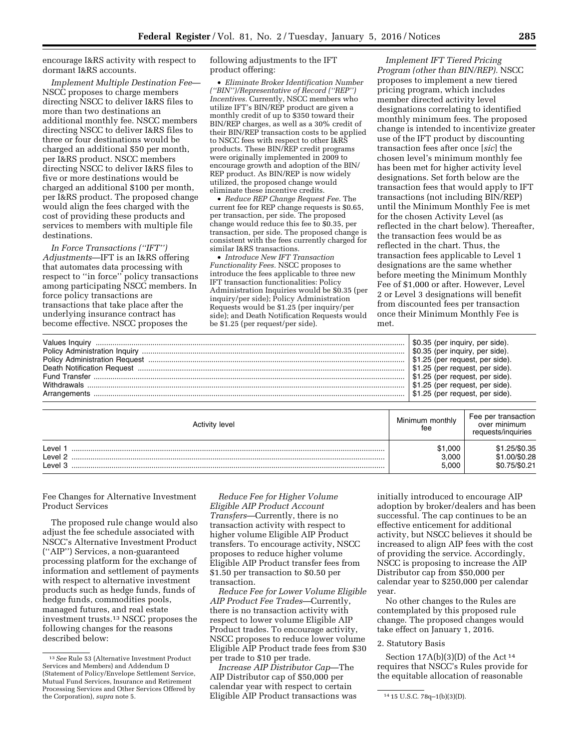encourage I&RS activity with respect to dormant I&RS accounts.

*Implement Multiple Destination Fee*—NSCC proposes to charge members directing NSCC to deliver I&RS files to more than two destinations an additional monthly fee. NSCC members directing NSCC to deliver I&RS files to three or four destinations would be charged an additional $50 per month, per I&RS product. NSCC members directing NSCC to deliver I&RS files to five or more destinations would be charged an additional $100 per month, per I&RS product. The proposed change would align the fees charged with the cost of providing these products and services to members with multiple file destinations.

*In Force Transactions (''IFT'') Adjustments*—IFT is an I&RS offering that automates data processing with respect to ''in force'' policy transactions among participating NSCC members. In force policy transactions are transactions that take place after the underlying insurance contract has become effective. NSCC proposes the following adjustments to the IFT product offering:

- *Eliminate Broker Identification Number (''BIN'')/Representative of Record (''REP'') Incentives.* Currently, NSCC members who utilize IFT's BIN/REP product are given a monthly credit of up to $350 toward their BIN/REP charges, as well as a 30% credit of their BIN/REP transaction costs to be applied to NSCC fees with respect to other I&RS products. These BIN/REP credit programs were originally implemented in 2009 to encourage growth and adoption of the BIN/REP product. As BIN/REP is now widely utilized, the proposed change would eliminate these incentive credits.
- *Reduce REP Change Request Fee.* The current fee for REP change requests is $0.65, per transaction, per side. The proposed change would reduce this fee to $0.35, per transaction, per side. The proposed change is consistent with the fees currently charged for similar I&RS transactions.
- *Introduce New IFT Transaction Functionality Fees.* NSCC proposes to introduce the fees applicable to three new IFT transaction functionalities: Policy Administration Inquiries would be $0.35 (per inquiry/per side); Policy Administration Requests would be $1.25 (per inquiry/per side); and Death Notification Requests would be $1.25 (per request/per side).

*Implement IFT Tiered Pricing Program (other than BIN/REP).* NSCC proposes to implement a new tiered pricing program, which includes member directed activity level designations correlating to identified monthly minimum fees. The proposed change is intended to incentivize greater use of the IFT product by discounting transaction fees after once [*sic*] the chosen level's minimum monthly fee has been met for higher activity level designations. Set forth below are the transaction fees that would apply to IFT transactions (not including BIN/REP) until the Minimum Monthly Fee is met for the chosen Activity Level (as reflected in the chart below). Thereafter, the transaction fees would be as reflected in the chart. Thus, the transaction fees applicable to Level 1 designations are the same whether before meeting the Minimum Monthly Fee of $1,000 or after. However, Level 2 or Level 3 designations will benefit from discounted fees per transaction once their Minimum Monthly Fee is met.

| | |
|---|---|
| Values Inquiry | $0.35 (per inquiry, per side). |
| Policy Administration Inquiry | $0.35 (per inquiry, per side). |
| Policy Administration Request | $1.25 (per request, per side). |
| Death Notification Request | $1.25 (per request, per side). |
| Fund Transfer | $1.25 (per request, per side). |
| Withdrawals | $1.25 (per request, per side). |
| Arrangements | $1.25 (per request, per side). |

| Activity level | Minimum monthly fee | Fee per transaction over minimum requests/inquiries |
|---|---|---|
| Level 1 | $1,000 | $1.25/$0.35 |
| Level 2 | 3,000 | $1.00/$0.28 |
| Level 3 | 5,000 | $0.75/$0.21 |

Fee Changes for Alternative Investment Product Services

The proposed rule change would also adjust the fee schedule associated with NSCC's Alternative Investment Product (''AIP'') Services, a non-guaranteed processing platform for the exchange of information and settlement of payments with respect to alternative investment products such as hedge funds, funds of hedge funds, commodities pools, managed futures, and real estate investment trusts.[13] NSCC proposes the following changes for the reasons described below:

*Reduce Fee for Higher Volume Eligible AIP Product Account Transfers*—Currently, there is no transaction activity with respect to higher volume Eligible AIP Product transfers. To encourage activity, NSCC proposes to reduce higher volume Eligible AIP Product transfer fees from $1.50 per transaction to $0.50 per transaction.

*Reduce Fee for Lower Volume Eligible AIP Product Fee Trades*—Currently, there is no transaction activity with respect to lower volume Eligible AIP Product trades. To encourage activity, NSCC proposes to reduce lower volume Eligible AIP Product trade fees from $30 per trade to $10 per trade.

*Increase AIP Distributor Cap*—The AIP Distributor cap of $50,000 per calendar year with respect to certain Eligible AIP Product transactions was initially introduced to encourage AIP adoption by broker/dealers and has been successful. The cap continues to be an effective enticement for additional activity, but NSCC believes it should be increased to align AIP fees with the cost of providing the service. Accordingly, NSCC is proposing to increase the AIP Distributor cap from $50,000 per calendar year to $250,000 per calendar year.

No other changes to the Rules are contemplated by this proposed rule change. The proposed changes would take effect on January 1, 2016.

2. Statutory Basis

Section 17A(b)(3)(D) of the Act[14] requires that NSCC's Rules provide for the equitable allocation of reasonable

[13] *See* Rule 53 (Alternative Investment Product Services and Members) and Addendum D (Statement of Policy/Envelope Settlement Service, Mutual Fund Services, Insurance and Retirement Processing Services and Other Services Offered by the Corporation), *supra* note 5.

[14] 15 U.S.C. 78q–1(b)(3)(D).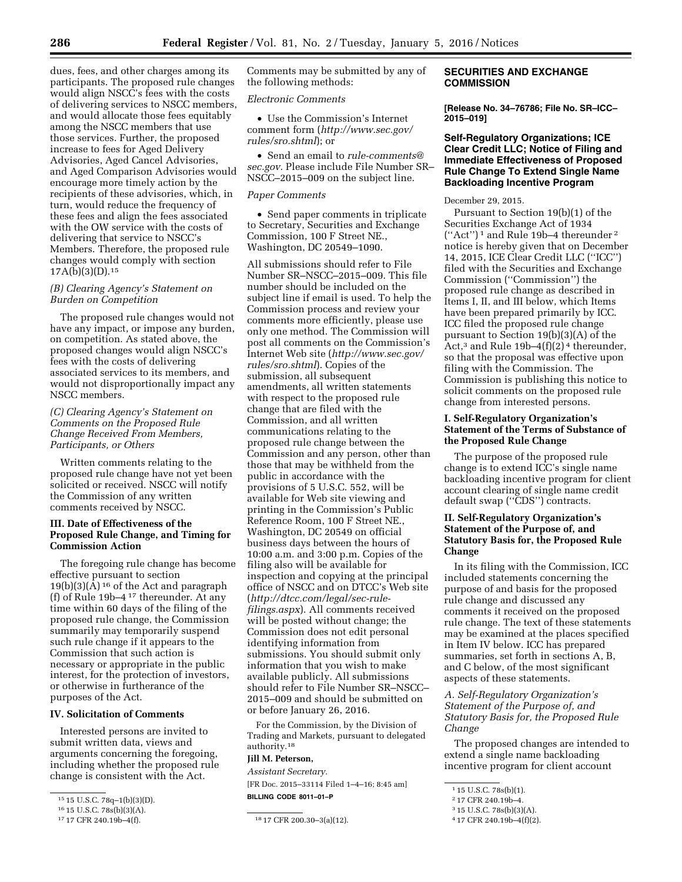dues, fees, and other charges among its participants. The proposed rule changes would align NSCC's fees with the costs of delivering services to NSCC members, and would allocate those fees equitably among the NSCC members that use those services. Further, the proposed increase to fees for Aged Delivery Advisories, Aged Cancel Advisories, and Aged Comparison Advisories would encourage more timely action by the recipients of these advisories, which, in turn, would reduce the frequency of these fees and align the fees associated with the OW service with the costs of delivering that service to NSCC's Members. Therefore, the proposed rule changes would comply with section 17A(b)(3)(D).[15]

*(B) Clearing Agency's Statement on Burden on Competition*

The proposed rule changes would not have any impact, or impose any burden, on competition. As stated above, the proposed changes would align NSCC's fees with the costs of delivering associated services to its members, and would not disproportionally impact any NSCC members.

*(C) Clearing Agency's Statement on Comments on the Proposed Rule Change Received From Members, Participants, or Others*

Written comments relating to the proposed rule change have not yet been solicited or received. NSCC will notify the Commission of any written comments received by NSCC.

### III. Date of Effectiveness of the Proposed Rule Change, and Timing for Commission Action

The foregoing rule change has become effective pursuant to section 19(b)(3)(A)[16] of the Act and paragraph (f) of Rule 19b–4[17] thereunder. At any time within 60 days of the filing of the proposed rule change, the Commission summarily may temporarily suspend such rule change if it appears to the Commission that such action is necessary or appropriate in the public interest, for the protection of investors, or otherwise in furtherance of the purposes of the Act.

### IV. Solicitation of Comments

Interested persons are invited to submit written data, views and arguments concerning the foregoing, including whether the proposed rule change is consistent with the Act. Comments may be submitted by any of the following methods:

*Electronic Comments*

- Use the Commission's Internet comment form (*http://www.sec.gov/rules/sro.shtml*); or
- Send an email to *rule-comments@sec.gov.* Please include File Number SR–NSCC–2015–009 on the subject line.

*Paper Comments*

- Send paper comments in triplicate to Secretary, Securities and Exchange Commission, 100 F Street NE., Washington, DC 20549–1090.

All submissions should refer to File Number SR–NSCC–2015–009. This file number should be included on the subject line if email is used. To help the Commission process and review your comments more efficiently, please use only one method. The Commission will post all comments on the Commission's Internet Web site (*http://www.sec.gov/rules/sro.shtml*). Copies of the submission, all subsequent amendments, all written statements with respect to the proposed rule change that are filed with the Commission, and all written communications relating to the proposed rule change between the Commission and any person, other than those that may be withheld from the public in accordance with the provisions of 5 U.S.C. 552, will be available for Web site viewing and printing in the Commission's Public Reference Room, 100 F Street NE., Washington, DC 20549 on official business days between the hours of 10:00 a.m. and 3:00 p.m. Copies of the filing also will be available for inspection and copying at the principal office of NSCC and on DTCC's Web site (*http://dtcc.com/legal/sec-rule-filings.aspx*). All comments received will be posted without change; the Commission does not edit personal identifying information from submissions. You should submit only information that you wish to make available publicly. All submissions should refer to File Number SR–NSCC–2015–009 and should be submitted on or before January 26, 2016.

For the Commission, by the Division of Trading and Markets, pursuant to delegated authority.[18]

**Jill M. Peterson,**

*Assistant Secretary.*

[FR Doc. 2015–33114 Filed 1–4–16; 8:45 am]

**BILLING CODE 8011–01–P**

[15] 15 U.S.C. 78q–1(b)(3)(D).

[16] 15 U.S.C. 78s(b)(3)(A).

[17] 17 CFR 240.19b–4(f).

[18] 17 CFR 200.30–3(a)(12).

## SECURITIES AND EXCHANGE COMMISSION

**[Release No. 34–76786; File No. SR–ICC–2015–019]**

### Self-Regulatory Organizations; ICE Clear Credit LLC; Notice of Filing and Immediate Effectiveness of Proposed Rule Change To Extend Single Name Backloading Incentive Program

December 29, 2015.

Pursuant to Section 19(b)(1) of the Securities Exchange Act of 1934 ("Act")[1] and Rule 19b–4 thereunder[2] notice is hereby given that on December 14, 2015, ICE Clear Credit LLC ("ICC") filed with the Securities and Exchange Commission ("Commission") the proposed rule change as described in Items I, II, and III below, which Items have been prepared primarily by ICC. ICC filed the proposed rule change pursuant to Section 19(b)(3)(A) of the Act,[3] and Rule 19b–4(f)(2)[4] thereunder, so that the proposal was effective upon filing with the Commission. The Commission is publishing this notice to solicit comments on the proposed rule change from interested persons.

### I. Self-Regulatory Organization's Statement of the Terms of Substance of the Proposed Rule Change

The purpose of the proposed rule change is to extend ICC's single name backloading incentive program for client account clearing of single name credit default swap ("CDS") contracts.

### II. Self-Regulatory Organization's Statement of the Purpose of, and Statutory Basis for, the Proposed Rule Change

In its filing with the Commission, ICC included statements concerning the purpose of and basis for the proposed rule change and discussed any comments it received on the proposed rule change. The text of these statements may be examined at the places specified in Item IV below. ICC has prepared summaries, set forth in sections A, B, and C below, of the most significant aspects of these statements.

*A. Self-Regulatory Organization's Statement of the Purpose of, and Statutory Basis for, the Proposed Rule Change*

The proposed changes are intended to extend a single name backloading incentive program for client account

[1] 15 U.S.C. 78s(b)(1).

[2] 17 CFR 240.19b–4.

[3] 15 U.S.C. 78s(b)(3)(A).

[4] 17 CFR 240.19b–4(f)(2).